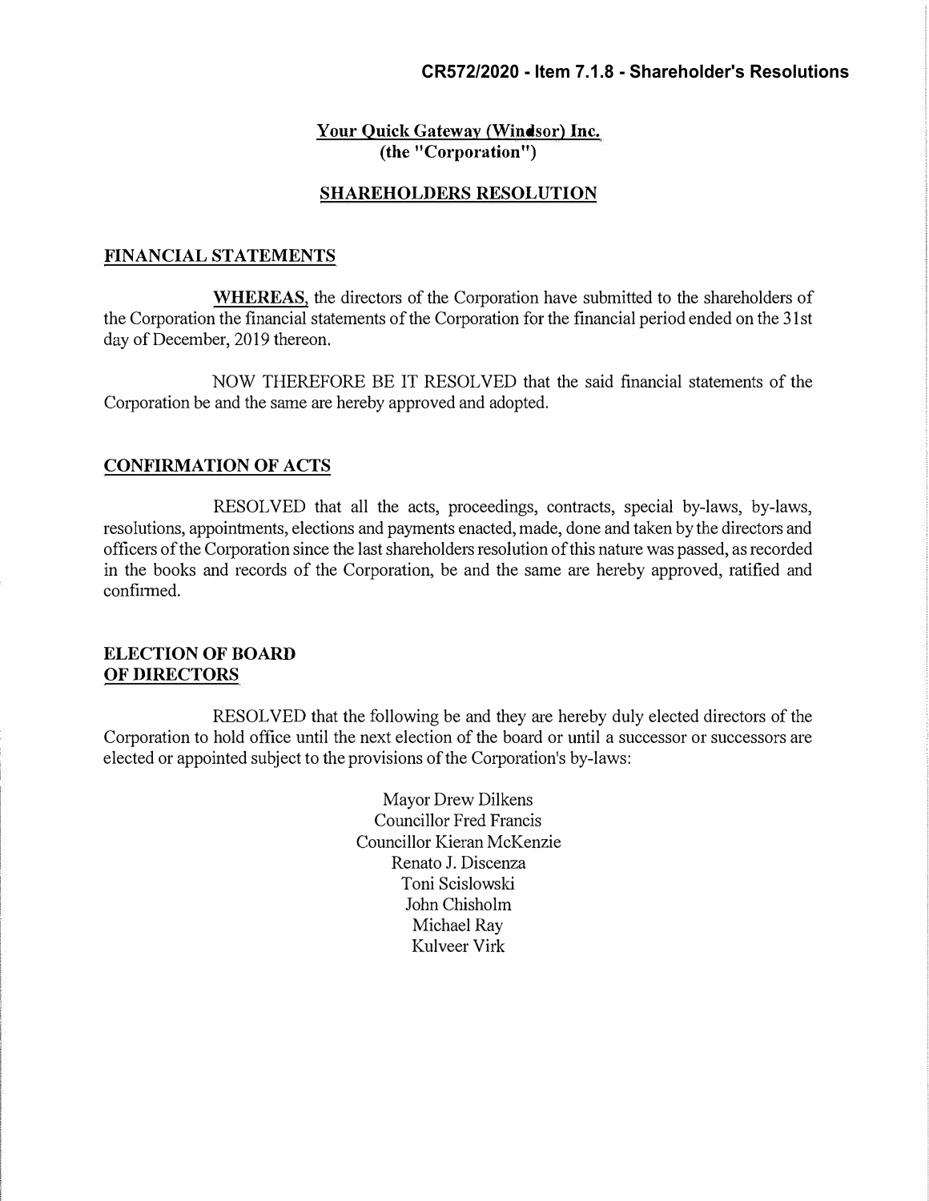**CR572/2020 - Item 7.1.8 - Shareholder's Resolutions**

**Your Quick Gateway (Windsor) Inc.**
**(the "Corporation")**

## SHAREHOLDERS RESOLUTION

### FINANCIAL STATEMENTS

**WHEREAS,** the directors of the Corporation have submitted to the shareholders of the Corporation the financial statements of the Corporation for the financial period ended on the 31st day of December, 2019 thereon.

NOW THEREFORE BE IT RESOLVED that the said financial statements of the Corporation be and the same are hereby approved and adopted.

### CONFIRMATION OF ACTS

RESOLVED that all the acts, proceedings, contracts, special by-laws, by-laws, resolutions, appointments, elections and payments enacted, made, done and taken by the directors and officers of the Corporation since the last shareholders resolution of this nature was passed, as recorded in the books and records of the Corporation, be and the same are hereby approved, ratified and confirmed.

### ELECTION OF BOARD OF DIRECTORS

RESOLVED that the following be and they are hereby duly elected directors of the Corporation to hold office until the next election of the board or until a successor or successors are elected or appointed subject to the provisions of the Corporation's by-laws:

Mayor Drew Dilkens
Councillor Fred Francis
Councillor Kieran McKenzie
Renato J. Discenza
Toni Scislowski
John Chisholm
Michael Ray
Kulveer Virk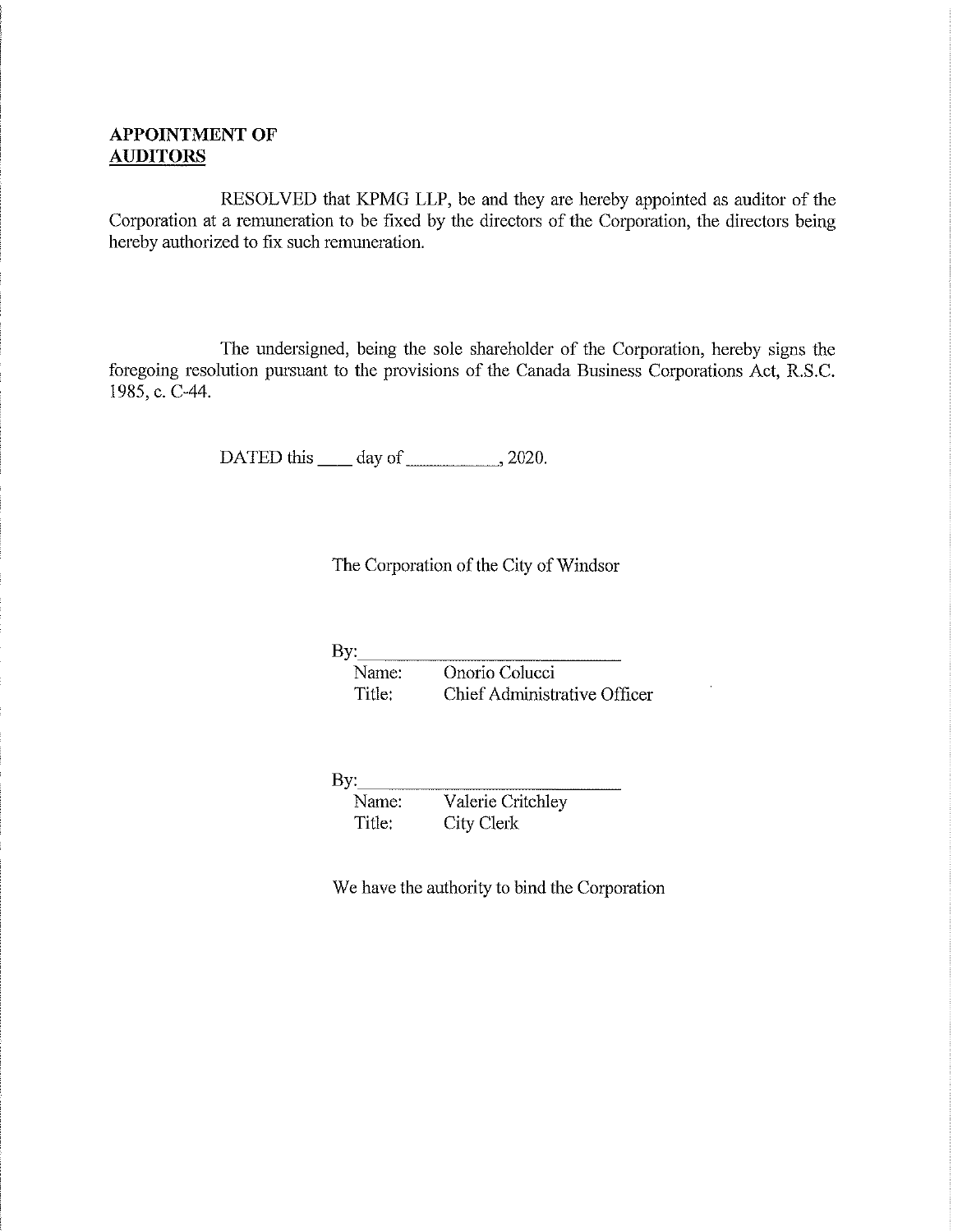**APPOINTMENT OF**
**AUDITORS**

RESOLVED that KPMG LLP, be and they are hereby appointed as auditor of the Corporation at a remuneration to be fixed by the directors of the Corporation, the directors being hereby authorized to fix such remuneration.

The undersigned, being the sole shareholder of the Corporation, hereby signs the foregoing resolution pursuant to the provisions of the Canada Business Corporations Act, R.S.C. 1985, c. C-44.

DATED this \_\_\_\_ day of \_\_\_\_\_\_\_\_\_\_, 2020.

The Corporation of the City of Windsor

By: \_\_\_\_\_\_\_\_\_\_\_\_\_\_\_\_\_\_\_\_\_\_\_\_\_\_
Name: Onorio Colucci
Title: Chief Administrative Officer

By: \_\_\_\_\_\_\_\_\_\_\_\_\_\_\_\_\_\_\_\_\_\_\_\_\_\_
Name: Valerie Critchley
Title: City Clerk

We have the authority to bind the Corporation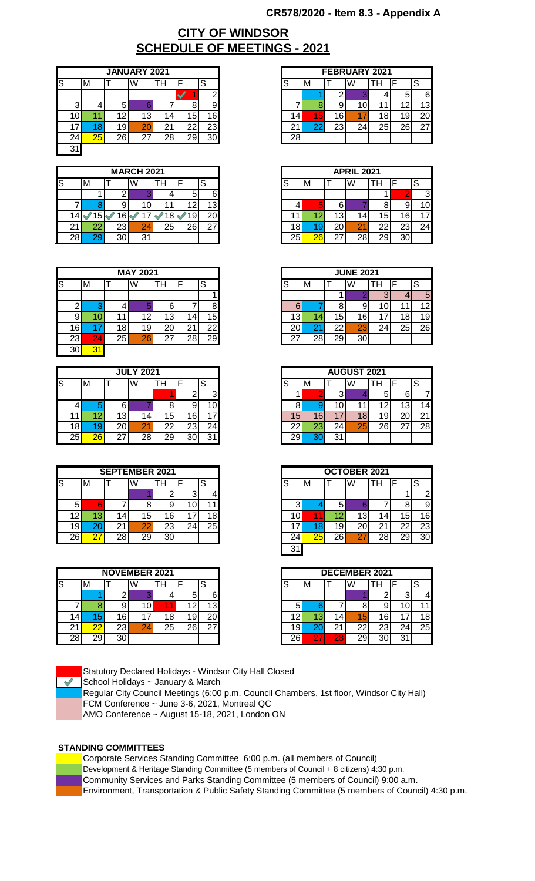CR578/2020 - Item 8.3 - Appendix A

# CITY OF WINDSOR
# SCHEDULE OF MEETINGS - 2021

**JANUARY 2021**

| S | M | T | W | TH | F | S |
|---|---|---|---|---|---|---|
| | | | | | 1 | 2 |
| 3 | 4 | 5 | 6 | 7 | 8 | 9 |
| 10 | 11 | 12 | 13 | 14 | 15 | 16 |
| 17 | 18 | 19 | 20 | 21 | 22 | 23 |
| 24 | 25 | 26 | 27 | 28 | 29 | 30 |
| 31 | | | | | | |

**FEBRUARY 2021**

| S | M | T | W | TH | F | S |
|---|---|---|---|---|---|---|
| | 1 | 2 | 3 | 4 | 5 | 6 |
| 7 | 8 | 9 | 10 | 11 | 12 | 13 |
| 14 | 15 | 16 | 17 | 18 | 19 | 20 |
| 21 | 22 | 23 | 24 | 25 | 26 | 27 |
| 28 | | | | | | |

**MARCH 2021**

| S | M | T | W | TH | F | S |
|---|---|---|---|---|---|---|
| | 1 | 2 | 3 | 4 | 5 | 6 |
| 7 | 8 | 9 | 10 | 11 | 12 | 13 |
| 14 | 15 | 16 | 17 | 18 | 19 | 20 |
| 21 | 22 | 23 | 24 | 25 | 26 | 27 |
| 28 | 29 | 30 | 31 | | | |

**APRIL 2021**

| S | M | T | W | TH | F | S |
|---|---|---|---|---|---|---|
| | | | | 1 | 2 | 3 |
| 4 | 5 | 6 | 7 | 8 | 9 | 10 |
| 11 | 12 | 13 | 14 | 15 | 16 | 17 |
| 18 | 19 | 20 | 21 | 22 | 23 | 24 |
| 25 | 26 | 27 | 28 | 29 | 30 | |

**MAY 2021**

| S | M | T | W | TH | F | S |
|---|---|---|---|---|---|---|
| | | | | | | 1 |
| 2 | 3 | 4 | 5 | 6 | 7 | 8 |
| 9 | 10 | 11 | 12 | 13 | 14 | 15 |
| 16 | 17 | 18 | 19 | 20 | 21 | 22 |
| 23 | 24 | 25 | 26 | 27 | 28 | 29 |
| 30 | 31 | | | | | |

**JUNE 2021**

| S | M | T | W | TH | F | S |
|---|---|---|---|---|---|---|
| | | 1 | 2 | 3 | 4 | 5 |
| 6 | 7 | 8 | 9 | 10 | 11 | 12 |
| 13 | 14 | 15 | 16 | 17 | 18 | 19 |
| 20 | 21 | 22 | 23 | 24 | 25 | 26 |
| 27 | 28 | 29 | 30 | | | |

**JULY 2021**

| S | M | T | W | TH | F | S |
|---|---|---|---|---|---|---|
| | | | | 1 | 2 | 3 |
| 4 | 5 | 6 | 7 | 8 | 9 | 10 |
| 11 | 12 | 13 | 14 | 15 | 16 | 17 |
| 18 | 19 | 20 | 21 | 22 | 23 | 24 |
| 25 | 26 | 27 | 28 | 29 | 30 | 31 |

**AUGUST 2021**

| S | M | T | W | TH | F | S |
|---|---|---|---|---|---|---|
| 1 | 2 | 3 | 4 | 5 | 6 | 7 |
| 8 | 9 | 10 | 11 | 12 | 13 | 14 |
| 15 | 16 | 17 | 18 | 19 | 20 | 21 |
| 22 | 23 | 24 | 25 | 26 | 27 | 28 |
| 29 | 30 | 31 | | | | |

**SEPTEMBER 2021**

| S | M | T | W | TH | F | S |
|---|---|---|---|---|---|---|
| | | | 1 | 2 | 3 | 4 |
| 5 | 6 | 7 | 8 | 9 | 10 | 11 |
| 12 | 13 | 14 | 15 | 16 | 17 | 18 |
| 19 | 20 | 21 | 22 | 23 | 24 | 25 |
| 26 | 27 | 28 | 29 | 30 | | |

**OCTOBER 2021**

| S | M | T | W | TH | F | S |
|---|---|---|---|---|---|---|
| | | | | | 1 | 2 |
| 3 | 4 | 5 | 6 | 7 | 8 | 9 |
| 10 | 11 | 12 | 13 | 14 | 15 | 16 |
| 17 | 18 | 19 | 20 | 21 | 22 | 23 |
| 24 | 25 | 26 | 27 | 28 | 29 | 30 |
| 31 | | | | | | |

**NOVEMBER 2021**

| S | M | T | W | TH | F | S |
|---|---|---|---|---|---|---|
| | 1 | 2 | 3 | 4 | 5 | 6 |
| 7 | 8 | 9 | 10 | 11 | 12 | 13 |
| 14 | 15 | 16 | 17 | 18 | 19 | 20 |
| 21 | 22 | 23 | 24 | 25 | 26 | 27 |
| 28 | 29 | 30 | | | | |

**DECEMBER 2021**

| S | M | T | W | TH | F | S |
|---|---|---|---|---|---|---|
| | | | 1 | 2 | 3 | 4 |
| 5 | 6 | 7 | 8 | 9 | 10 | 11 |
| 12 | 13 | 14 | 15 | 16 | 17 | 18 |
| 19 | 20 | 21 | 22 | 23 | 24 | 25 |
| 26 | 27 | 28 | 29 | 30 | 31 | |

- Statutory Declared Holidays - Windsor City Hall Closed
- School Holidays ~ January & March
- Regular City Council Meetings (6:00 p.m. Council Chambers, 1st floor, Windsor City Hall)
- FCM Conference ~ June 3-6, 2021, Montreal QC
- AMO Conference ~ August 15-18, 2021, London ON

### STANDING COMMITTEES

- Corporate Services Standing Committee 6:00 p.m. (all members of Council)
- Development & Heritage Standing Committee (5 members of Council + 8 citizens) 4:30 p.m.
- Community Services and Parks Standing Committee (5 members of Council) 9:00 a.m.
- Environment, Transportation & Public Safety Standing Committee (5 members of Council) 4:30 p.m.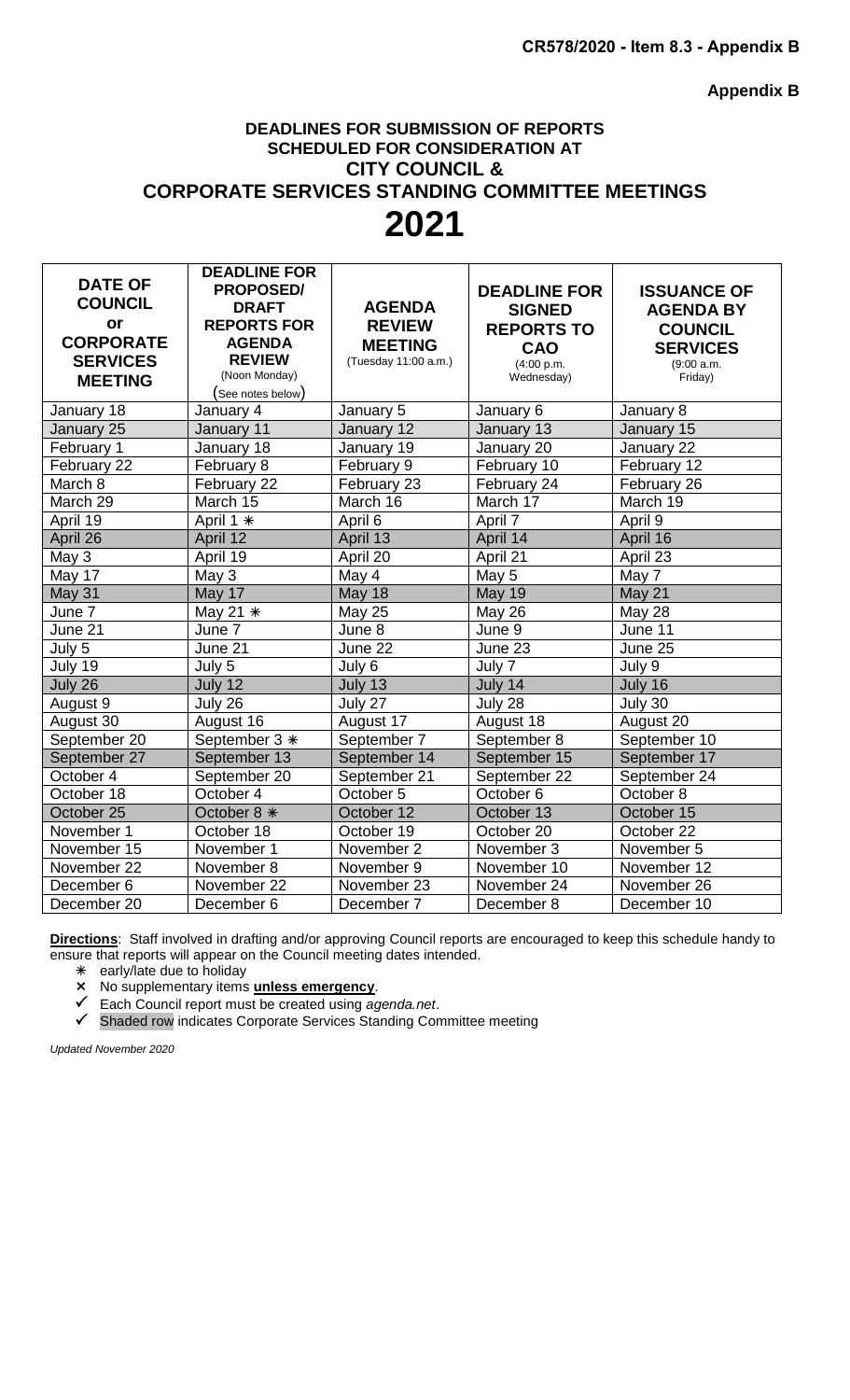**Appendix B**

### DEADLINES FOR SUBMISSION OF REPORTS SCHEDULED FOR CONSIDERATION AT CITY COUNCIL & CORPORATE SERVICES STANDING COMMITTEE MEETINGS

# 2021

| DATE OF COUNCIL or CORPORATE SERVICES MEETING | DEADLINE FOR PROPOSED/ DRAFT REPORTS FOR AGENDA REVIEW (Noon Monday) (See notes below) | AGENDA REVIEW MEETING (Tuesday 11:00 a.m.) | DEADLINE FOR SIGNED REPORTS TO CAO (4:00 p.m. Wednesday) | ISSUANCE OF AGENDA BY COUNCIL SERVICES (9:00 a.m. Friday) |
|---|---|---|---|---|
| January 18 | January 4 | January 5 | January 6 | January 8 |
| January 25 | January 11 | January 12 | January 13 | January 15 |
| February 1 | January 18 | January 19 | January 20 | January 22 |
| February 22 | February 8 | February 9 | February 10 | February 12 |
| March 8 | February 22 | February 23 | February 24 | February 26 |
| March 29 | March 15 | March 16 | March 17 | March 19 |
| April 19 | April 1 ✳ | April 6 | April 7 | April 9 |
| April 26 | April 12 | April 13 | April 14 | April 16 |
| May 3 | April 19 | April 20 | April 21 | April 23 |
| May 17 | May 3 | May 4 | May 5 | May 7 |
| May 31 | May 17 | May 18 | May 19 | May 21 |
| June 7 | May 21 ✳ | May 25 | May 26 | May 28 |
| June 21 | June 7 | June 8 | June 9 | June 11 |
| July 5 | June 21 | June 22 | June 23 | June 25 |
| July 19 | July 5 | July 6 | July 7 | July 9 |
| July 26 | July 12 | July 13 | July 14 | July 16 |
| August 9 | July 26 | July 27 | July 28 | July 30 |
| August 30 | August 16 | August 17 | August 18 | August 20 |
| September 20 | September 3 ✳ | September 7 | September 8 | September 10 |
| September 27 | September 13 | September 14 | September 15 | September 17 |
| October 4 | September 20 | September 21 | September 22 | September 24 |
| October 18 | October 4 | October 5 | October 6 | October 8 |
| October 25 | October 8 ✳ | October 12 | October 13 | October 15 |
| November 1 | October 18 | October 19 | October 20 | October 22 |
| November 15 | November 1 | November 2 | November 3 | November 5 |
| November 22 | November 8 | November 9 | November 10 | November 12 |
| December 6 | November 22 | November 23 | November 24 | November 26 |
| December 20 | December 6 | December 7 | December 8 | December 10 |

**Directions**: Staff involved in drafting and/or approving Council reports are encouraged to keep this schedule handy to ensure that reports will appear on the Council meeting dates intended.

- ✳ early/late due to holiday
- ✗ No supplementary items **unless emergency**.
- ✓ Each Council report must be created using *agenda.net*.
- ✓ Shaded row indicates Corporate Services Standing Committee meeting

*Updated November 2020*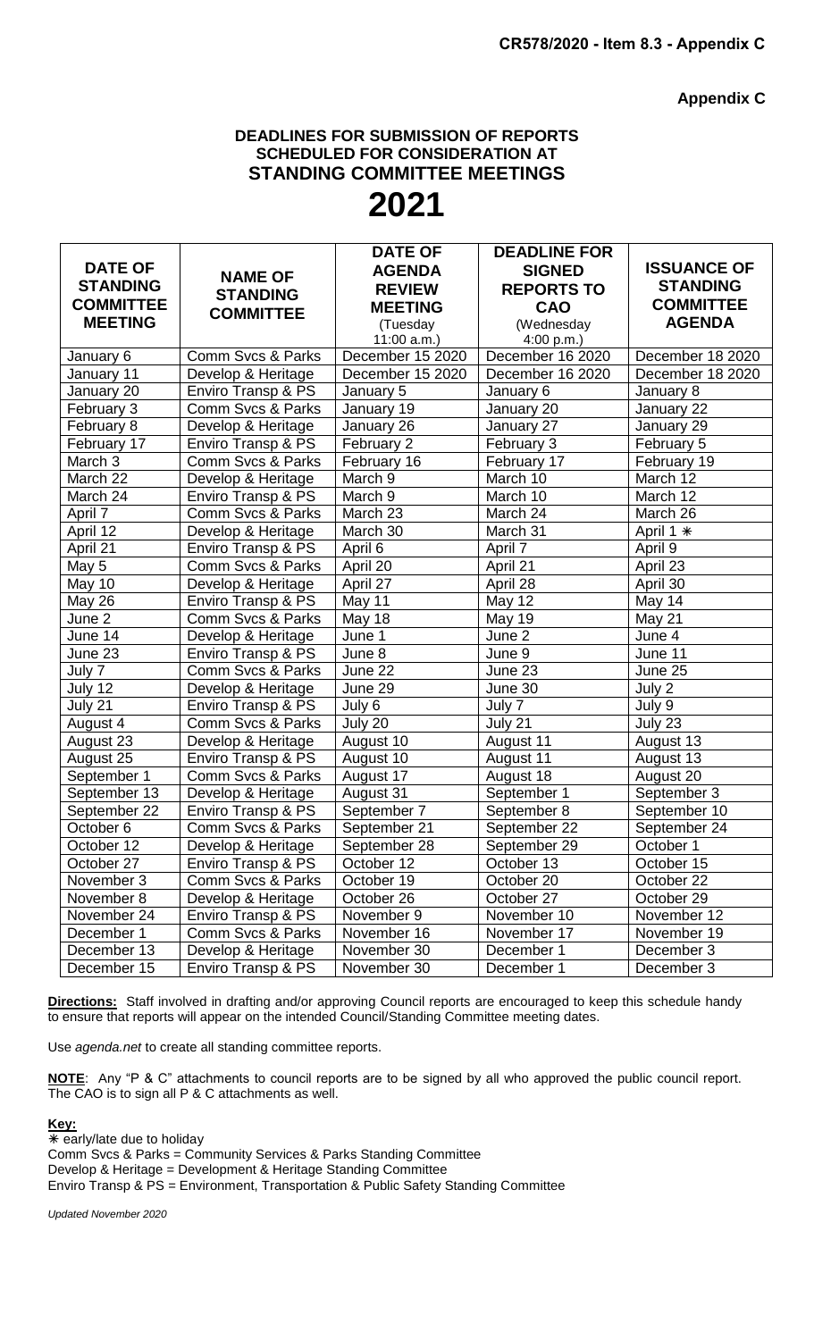**CR578/2020 - Item 8.3 - Appendix C**

**Appendix C**

## DEADLINES FOR SUBMISSION OF REPORTS SCHEDULED FOR CONSIDERATION AT STANDING COMMITTEE MEETINGS

# 2021

| DATE OF STANDING COMMITTEE MEETING | NAME OF STANDING COMMITTEE | DATE OF AGENDA REVIEW MEETING (Tuesday 11:00 a.m.) | DEADLINE FOR SIGNED REPORTS TO CAO (Wednesday 4:00 p.m.) | ISSUANCE OF STANDING COMMITTEE AGENDA |
|---|---|---|---|---|
| January 6 | Comm Svcs & Parks | December 15 2020 | December 16 2020 | December 18 2020 |
| January 11 | Develop & Heritage | December 15 2020 | December 16 2020 | December 18 2020 |
| January 20 | Enviro Transp & PS | January 5 | January 6 | January 8 |
| February 3 | Comm Svcs & Parks | January 19 | January 20 | January 22 |
| February 8 | Develop & Heritage | January 26 | January 27 | January 29 |
| February 17 | Enviro Transp & PS | February 2 | February 3 | February 5 |
| March 3 | Comm Svcs & Parks | February 16 | February 17 | February 19 |
| March 22 | Develop & Heritage | March 9 | March 10 | March 12 |
| March 24 | Enviro Transp & PS | March 9 | March 10 | March 12 |
| April 7 | Comm Svcs & Parks | March 23 | March 24 | March 26 |
| April 12 | Develop & Heritage | March 30 | March 31 | April 1 ✳ |
| April 21 | Enviro Transp & PS | April 6 | April 7 | April 9 |
| May 5 | Comm Svcs & Parks | April 20 | April 21 | April 23 |
| May 10 | Develop & Heritage | April 27 | April 28 | April 30 |
| May 26 | Enviro Transp & PS | May 11 | May 12 | May 14 |
| June 2 | Comm Svcs & Parks | May 18 | May 19 | May 21 |
| June 14 | Develop & Heritage | June 1 | June 2 | June 4 |
| June 23 | Enviro Transp & PS | June 8 | June 9 | June 11 |
| July 7 | Comm Svcs & Parks | June 22 | June 23 | June 25 |
| July 12 | Develop & Heritage | June 29 | June 30 | July 2 |
| July 21 | Enviro Transp & PS | July 6 | July 7 | July 9 |
| August 4 | Comm Svcs & Parks | July 20 | July 21 | July 23 |
| August 23 | Develop & Heritage | August 10 | August 11 | August 13 |
| August 25 | Enviro Transp & PS | August 10 | August 11 | August 13 |
| September 1 | Comm Svcs & Parks | August 17 | August 18 | August 20 |
| September 13 | Develop & Heritage | August 31 | September 1 | September 3 |
| September 22 | Enviro Transp & PS | September 7 | September 8 | September 10 |
| October 6 | Comm Svcs & Parks | September 21 | September 22 | September 24 |
| October 12 | Develop & Heritage | September 28 | September 29 | October 1 |
| October 27 | Enviro Transp & PS | October 12 | October 13 | October 15 |
| November 3 | Comm Svcs & Parks | October 19 | October 20 | October 22 |
| November 8 | Develop & Heritage | October 26 | October 27 | October 29 |
| November 24 | Enviro Transp & PS | November 9 | November 10 | November 12 |
| December 1 | Comm Svcs & Parks | November 16 | November 17 | November 19 |
| December 13 | Develop & Heritage | November 30 | December 1 | December 3 |
| December 15 | Enviro Transp & PS | November 30 | December 1 | December 3 |

**Directions:** Staff involved in drafting and/or approving Council reports are encouraged to keep this schedule handy to ensure that reports will appear on the intended Council/Standing Committee meeting dates.

Use *agenda.net* to create all standing committee reports.

**NOTE**: Any "P & C" attachments to council reports are to be signed by all who approved the public council report. The CAO is to sign all P & C attachments as well.

**Key:**
✳ early/late due to holiday
Comm Svcs & Parks = Community Services & Parks Standing Committee
Develop & Heritage = Development & Heritage Standing Committee
Enviro Transp & PS = Environment, Transportation & Public Safety Standing Committee

*Updated November 2020*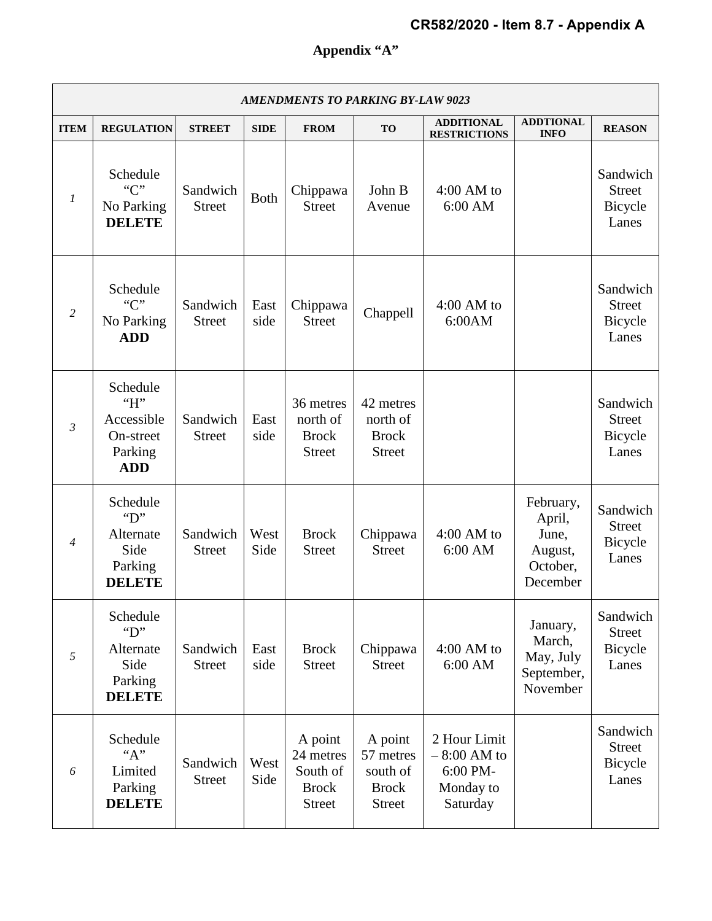**CR582/2020 - Item 8.7 - Appendix A**

## Appendix "A"

| *AMENDMENTS TO PARKING BY-LAW 9023* | | | | | | | | |
|---|---|---|---|---|---|---|---|---|
| **ITEM** | **REGULATION** | **STREET** | **SIDE** | **FROM** | **TO** | **ADDITIONAL RESTRICTIONS** | **ADDTIONAL INFO** | **REASON** |
| *1* | Schedule "C" No Parking **DELETE** | Sandwich Street | Both | Chippawa Street | John B Avenue | 4:00 AM to 6:00 AM | | Sandwich Street Bicycle Lanes |
| *2* | Schedule "C" No Parking **ADD** | Sandwich Street | East side | Chippawa Street | Chappell | 4:00 AM to 6:00AM | | Sandwich Street Bicycle Lanes |
| *3* | Schedule "H" Accessible On-street Parking **ADD** | Sandwich Street | East side | 36 metres north of Brock Street | 42 metres north of Brock Street | | | Sandwich Street Bicycle Lanes |
| *4* | Schedule "D" Alternate Side Parking **DELETE** | Sandwich Street | West Side | Brock Street | Chippawa Street | 4:00 AM to 6:00 AM | February, April, June, August, October, December | Sandwich Street Bicycle Lanes |
| *5* | Schedule "D" Alternate Side Parking **DELETE** | Sandwich Street | East side | Brock Street | Chippawa Street | 4:00 AM to 6:00 AM | January, March, May, July September, November | Sandwich Street Bicycle Lanes |
| *6* | Schedule "A" Limited Parking **DELETE** | Sandwich Street | West Side | A point 24 metres South of Brock Street | A point 57 metres south of Brock Street | 2 Hour Limit – 8:00 AM to 6:00 PM- Monday to Saturday | | Sandwich Street Bicycle Lanes |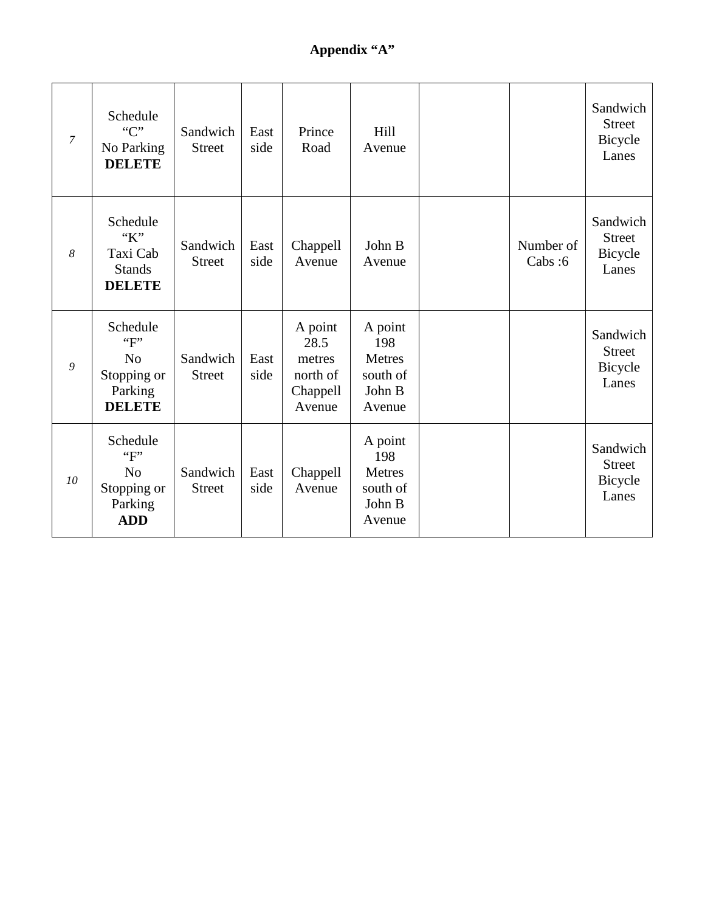**Appendix "A"**

| | | | | | | | | |
|---|---|---|---|---|---|---|---|---|
| *7* | Schedule "C" No Parking **DELETE** | Sandwich Street | East side | Prince Road | Hill Avenue | | | Sandwich Street Bicycle Lanes |
| *8* | Schedule "K" Taxi Cab Stands **DELETE** | Sandwich Street | East side | Chappell Avenue | John B Avenue | | Number of Cabs :6 | Sandwich Street Bicycle Lanes |
| *9* | Schedule "F" No Stopping or Parking **DELETE** | Sandwich Street | East side | A point 28.5 metres north of Chappell Avenue | A point 198 Metres south of John B Avenue | | | Sandwich Street Bicycle Lanes |
| *10* | Schedule "F" No Stopping or Parking **ADD** | Sandwich Street | East side | Chappell Avenue | A point 198 Metres south of John B Avenue | | | Sandwich Street Bicycle Lanes |